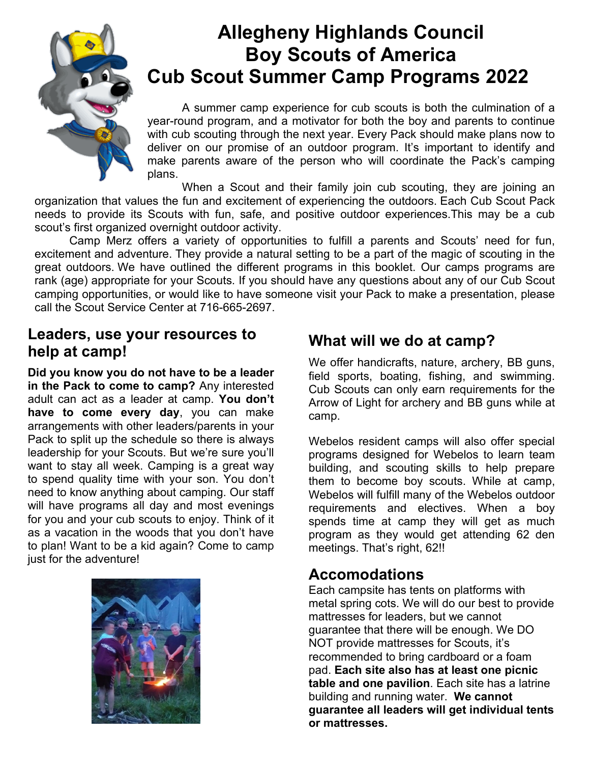# Allegheny Highlands Council
# Boy Scouts of America
# Cub Scout Summer Camp Programs 2022

A summer camp experience for cub scouts is both the culmination of a year-round program, and a motivator for both the boy and parents to continue with cub scouting through the next year. Every Pack should make plans now to deliver on our promise of an outdoor program. It's important to identify and make parents aware of the person who will coordinate the Pack's camping plans.

When a Scout and their family join cub scouting, they are joining an organization that values the fun and excitement of experiencing the outdoors. Each Cub Scout Pack needs to provide its Scouts with fun, safe, and positive outdoor experiences.This may be a cub scout's first organized overnight outdoor activity.

Camp Merz offers a variety of opportunities to fulfill a parents and Scouts' need for fun, excitement and adventure. They provide a natural setting to be a part of the magic of scouting in the great outdoors. We have outlined the different programs in this booklet. Our camps programs are rank (age) appropriate for your Scouts. If you should have any questions about any of our Cub Scout camping opportunities, or would like to have someone visit your Pack to make a presentation, please call the Scout Service Center at 716-665-2697.

## Leaders, use your resources to help at camp!

**Did you know you do not have to be a leader in the Pack to come to camp?** Any interested adult can act as a leader at camp. **You don't have to come every day**, you can make arrangements with other leaders/parents in your Pack to split up the schedule so there is always leadership for your Scouts. But we're sure you'll want to stay all week. Camping is a great way to spend quality time with your son. You don't need to know anything about camping. Our staff will have programs all day and most evenings for you and your cub scouts to enjoy. Think of it as a vacation in the woods that you don't have to plan! Want to be a kid again? Come to camp just for the adventure!

## What will we do at camp?

We offer handicrafts, nature, archery, BB guns, field sports, boating, fishing, and swimming. Cub Scouts can only earn requirements for the Arrow of Light for archery and BB guns while at camp.

Webelos resident camps will also offer special programs designed for Webelos to learn team building, and scouting skills to help prepare them to become boy scouts. While at camp, Webelos will fulfill many of the Webelos outdoor requirements and electives. When a boy spends time at camp they will get as much program as they would get attending 62 den meetings. That's right, 62!!

## Accomodations

Each campsite has tents on platforms with metal spring cots. We will do our best to provide mattresses for leaders, but we cannot guarantee that there will be enough. We DO NOT provide mattresses for Scouts, it's recommended to bring cardboard or a foam pad. **Each site also has at least one picnic table and one pavilion**. Each site has a latrine building and running water. **We cannot guarantee all leaders will get individual tents or mattresses.**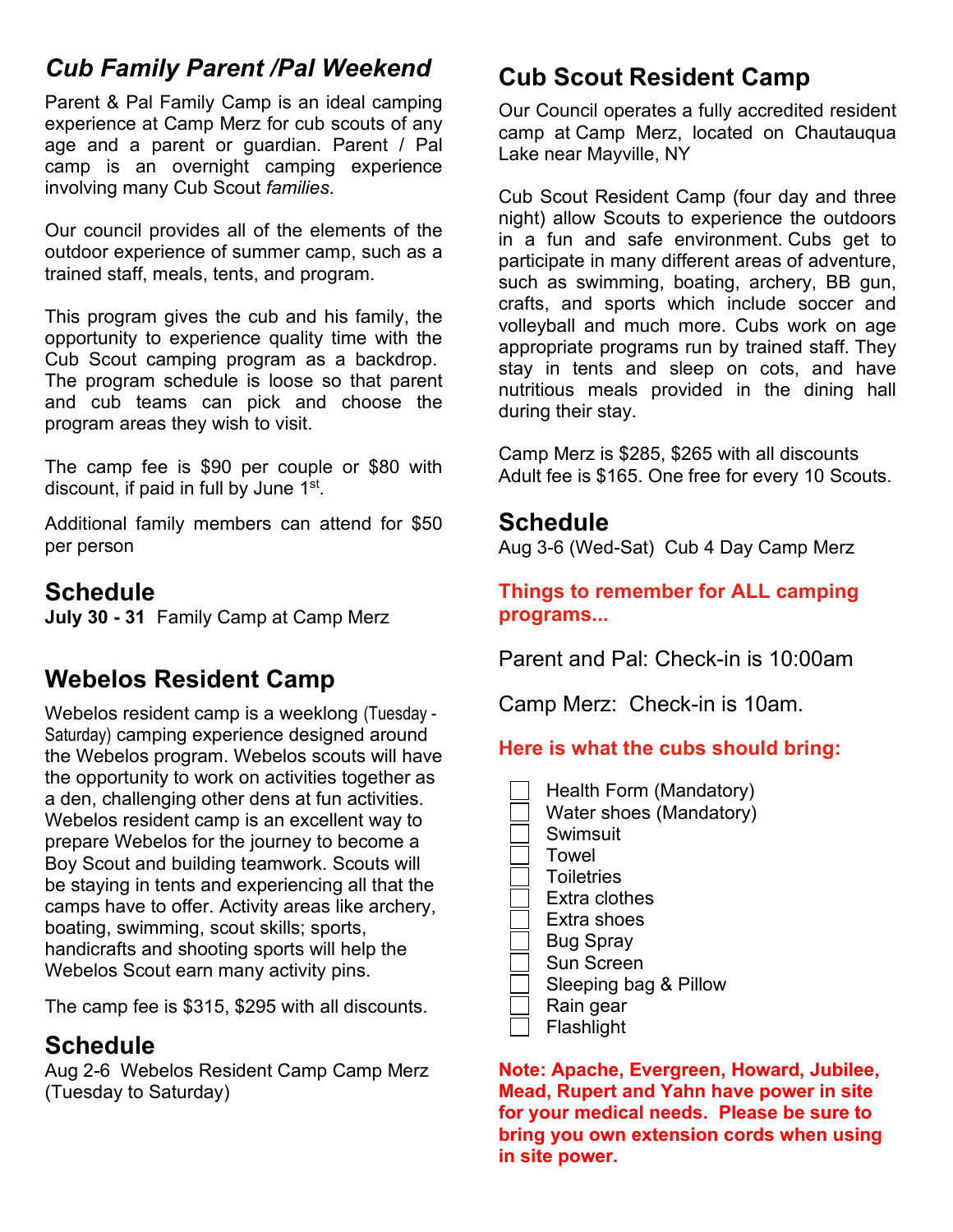## *Cub Family Parent /Pal Weekend*

Parent & Pal Family Camp is an ideal camping experience at Camp Merz for cub scouts of any age and a parent or guardian. Parent / Pal camp is an overnight camping experience involving many Cub Scout *families*.

Our council provides all of the elements of the outdoor experience of summer camp, such as a trained staff, meals, tents, and program.

This program gives the cub and his family, the opportunity to experience quality time with the Cub Scout camping program as a backdrop. The program schedule is loose so that parent and cub teams can pick and choose the program areas they wish to visit.

The camp fee is $90 per couple or $80 with discount, if paid in full by June 1st.

Additional family members can attend for $50 per person

## Schedule

**July 30 - 31** Family Camp at Camp Merz

## Webelos Resident Camp

Webelos resident camp is a weeklong (Tuesday - Saturday) camping experience designed around the Webelos program. Webelos scouts will have the opportunity to work on activities together as a den, challenging other dens at fun activities. Webelos resident camp is an excellent way to prepare Webelos for the journey to become a Boy Scout and building teamwork. Scouts will be staying in tents and experiencing all that the camps have to offer. Activity areas like archery, boating, swimming, scout skills; sports, handicrafts and shooting sports will help the Webelos Scout earn many activity pins.

The camp fee is $315, $295 with all discounts.

## Schedule

Aug 2-6 Webelos Resident Camp Camp Merz (Tuesday to Saturday)

## Cub Scout Resident Camp

Our Council operates a fully accredited resident camp at Camp Merz, located on Chautauqua Lake near Mayville, NY

Cub Scout Resident Camp (four day and three night) allow Scouts to experience the outdoors in a fun and safe environment. Cubs get to participate in many different areas of adventure, such as swimming, boating, archery, BB gun, crafts, and sports which include soccer and volleyball and much more. Cubs work on age appropriate programs run by trained staff. They stay in tents and sleep on cots, and have nutritious meals provided in the dining hall during their stay.

Camp Merz is $285, $265 with all discounts
Adult fee is $165. One free for every 10 Scouts.

## Schedule

Aug 3-6 (Wed-Sat) Cub 4 Day Camp Merz

**Things to remember for ALL camping programs...**

Parent and Pal: Check-in is 10:00am

Camp Merz: Check-in is 10am.

**Here is what the cubs should bring:**

- [ ] Health Form (Mandatory)
- [ ] Water shoes (Mandatory)
- [ ] Swimsuit
- [ ] Towel
- [ ] Toiletries
- [ ] Extra clothes
- [ ] Extra shoes
- [ ] Bug Spray
- [ ] Sun Screen
- [ ] Sleeping bag & Pillow
- [ ] Rain gear
- [ ] Flashlight

**Note: Apache, Evergreen, Howard, Jubilee, Mead, Rupert and Yahn have power in site for your medical needs. Please be sure to bring you own extension cords when using in site power.**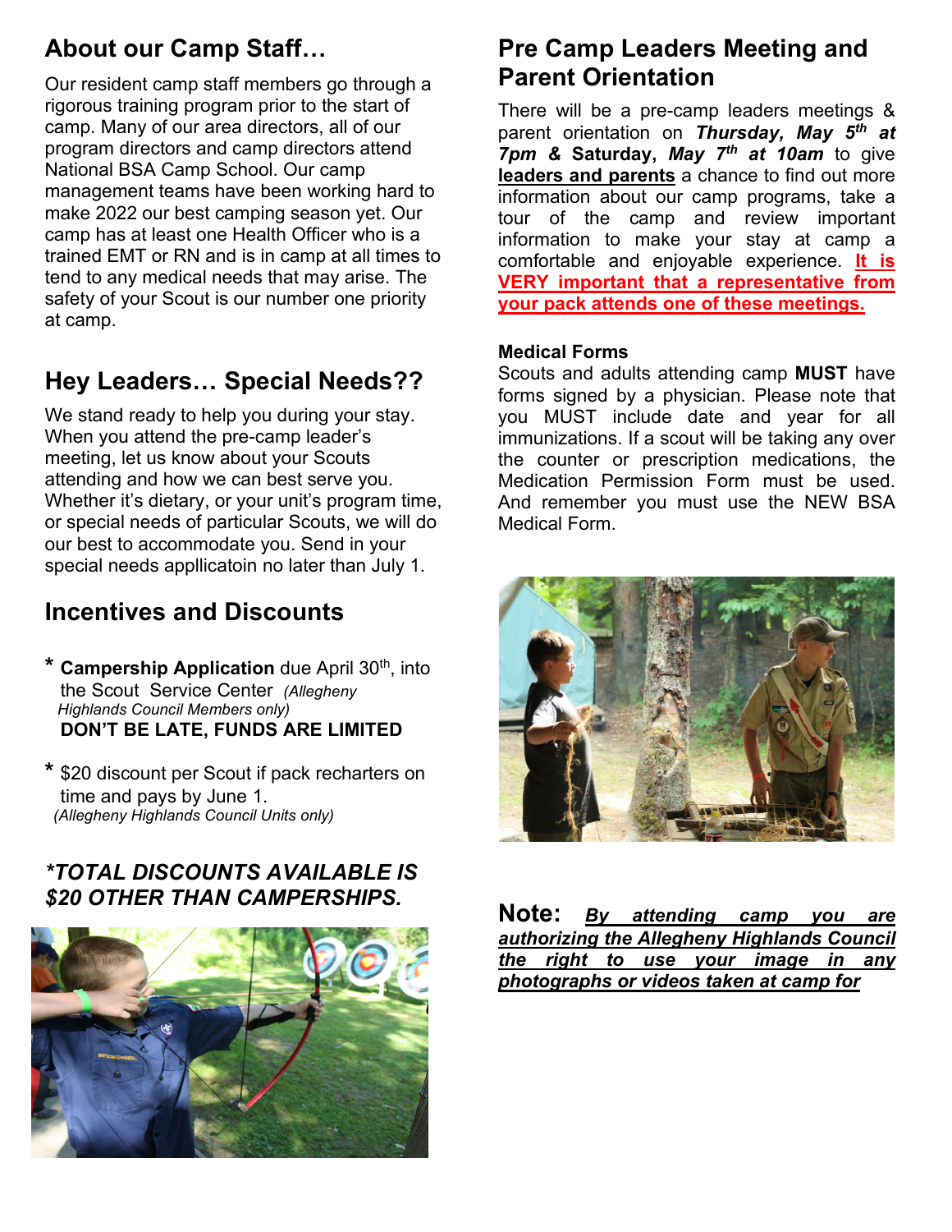## About our Camp Staff…

Our resident camp staff members go through a rigorous training program prior to the start of camp. Many of our area directors, all of our program directors and camp directors attend National BSA Camp School. Our camp management teams have been working hard to make 2022 our best camping season yet. Our camp has at least one Health Officer who is a trained EMT or RN and is in camp at all times to tend to any medical needs that may arise. The safety of your Scout is our number one priority at camp.

## Hey Leaders… Special Needs??

We stand ready to help you during your stay. When you attend the pre-camp leader's meeting, let us know about your Scouts attending and how we can best serve you. Whether it's dietary, or your unit's program time, or special needs of particular Scouts, we will do our best to accommodate you. Send in your special needs appllicatoin no later than July 1.

## Incentives and Discounts

* **Campership Application** due April 30th, into the Scout Service Center *(Allegheny Highlands Council Members only)*
  **DON'T BE LATE, FUNDS ARE LIMITED**

* $20 discount per Scout if pack recharters on time and pays by June 1. *(Allegheny Highlands Council Units only)*

***TOTAL DISCOUNTS AVAILABLE IS $20 OTHER THAN CAMPERSHIPS.***

## Pre Camp Leaders Meeting and Parent Orientation

There will be a pre-camp leaders meetings & parent orientation on ***Thursday, May 5th at 7pm*** **& Saturday,** ***May 7th at 10am*** to give **leaders and parents** a chance to find out more information about our camp programs, take a tour of the camp and review important information to make your stay at camp a comfortable and enjoyable experience. **It is VERY important that a representative from your pack attends one of these meetings.**

### Medical Forms

Scouts and adults attending camp **MUST** have forms signed by a physician. Please note that you MUST include date and year for all immunizations. If a scout will be taking any over the counter or prescription medications, the Medication Permission Form must be used. And remember you must use the NEW BSA Medical Form.

**Note:** ***By attending camp you are authorizing the Allegheny Highlands Council the right to use your image in any photographs or videos taken at camp for***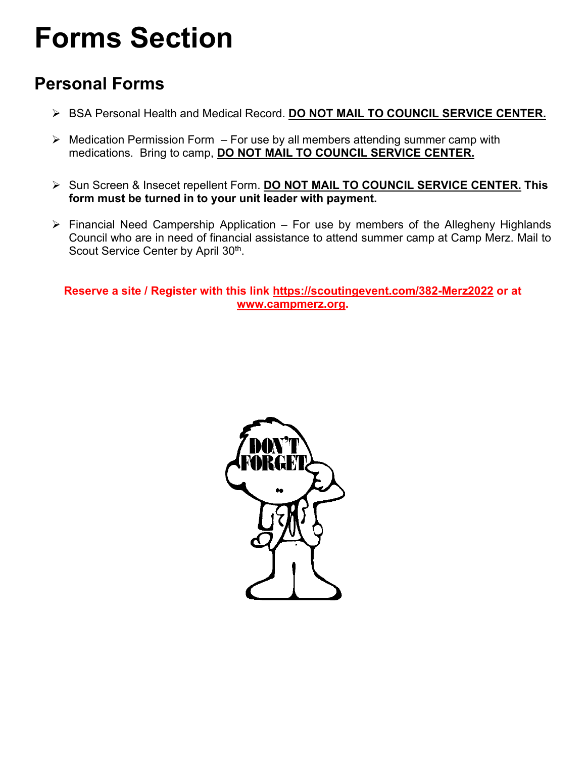# Forms Section

## Personal Forms

- BSA Personal Health and Medical Record. **DO NOT MAIL TO COUNCIL SERVICE CENTER.**
- Medication Permission Form – For use by all members attending summer camp with medications. Bring to camp, **DO NOT MAIL TO COUNCIL SERVICE CENTER.**
- Sun Screen & Insecet repellent Form. **DO NOT MAIL TO COUNCIL SERVICE CENTER. This form must be turned in to your unit leader with payment.**
- Financial Need Campership Application – For use by members of the Allegheny Highlands Council who are in need of financial assistance to attend summer camp at Camp Merz. Mail to Scout Service Center by April 30th.

**Reserve a site / Register with this link https://scoutingevent.com/382-Merz2022 or at www.campmerz.org.**